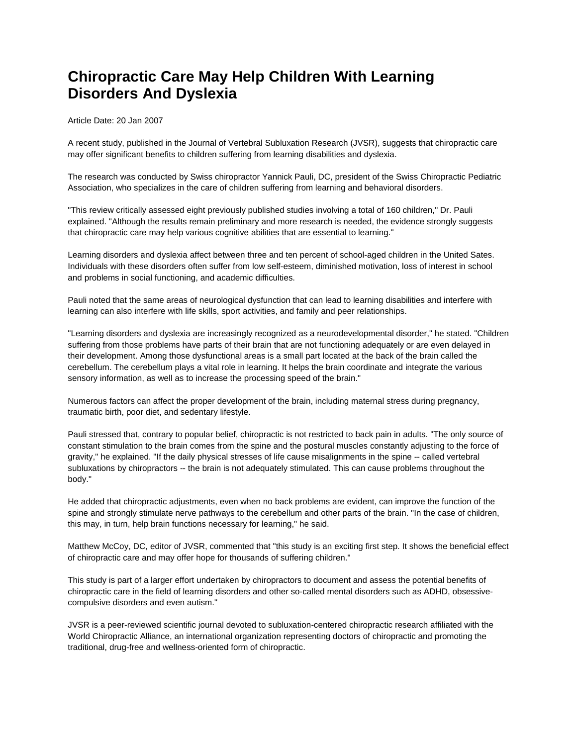# Chiropractic Care May Help Children With Learning Disorders And Dyslexia

Article Date: 20 Jan 2007

A recent study, published in the Journal of Vertebral Subluxation Research (JVSR), suggests that chiropractic care may offer significant benefits to children suffering from learning disabilities and dyslexia.

The research was conducted by Swiss chiropractor Yannick Pauli, DC, president of the Swiss Chiropractic Pediatric Association, who specializes in the care of children suffering from learning and behavioral disorders.

"This review critically assessed eight previously published studies involving a total of 160 children," Dr. Pauli explained. "Although the results remain preliminary and more research is needed, the evidence strongly suggests that chiropractic care may help various cognitive abilities that are essential to learning."

Learning disorders and dyslexia affect between three and ten percent of school-aged children in the United Sates. Individuals with these disorders often suffer from low self-esteem, diminished motivation, loss of interest in school and problems in social functioning, and academic difficulties.

Pauli noted that the same areas of neurological dysfunction that can lead to learning disabilities and interfere with learning can also interfere with life skills, sport activities, and family and peer relationships.

"Learning disorders and dyslexia are increasingly recognized as a neurodevelopmental disorder," he stated. "Children suffering from those problems have parts of their brain that are not functioning adequately or are even delayed in their development. Among those dysfunctional areas is a small part located at the back of the brain called the cerebellum. The cerebellum plays a vital role in learning. It helps the brain coordinate and integrate the various sensory information, as well as to increase the processing speed of the brain."

Numerous factors can affect the proper development of the brain, including maternal stress during pregnancy, traumatic birth, poor diet, and sedentary lifestyle.

Pauli stressed that, contrary to popular belief, chiropractic is not restricted to back pain in adults. "The only source of constant stimulation to the brain comes from the spine and the postural muscles constantly adjusting to the force of gravity," he explained. "If the daily physical stresses of life cause misalignments in the spine -- called vertebral subluxations by chiropractors -- the brain is not adequately stimulated. This can cause problems throughout the body."

He added that chiropractic adjustments, even when no back problems are evident, can improve the function of the spine and strongly stimulate nerve pathways to the cerebellum and other parts of the brain. "In the case of children, this may, in turn, help brain functions necessary for learning," he said.

Matthew McCoy, DC, editor of JVSR, commented that "this study is an exciting first step. It shows the beneficial effect of chiropractic care and may offer hope for thousands of suffering children."

This study is part of a larger effort undertaken by chiropractors to document and assess the potential benefits of chiropractic care in the field of learning disorders and other so-called mental disorders such as ADHD, obsessive-compulsive disorders and even autism."

JVSR is a peer-reviewed scientific journal devoted to subluxation-centered chiropractic research affiliated with the World Chiropractic Alliance, an international organization representing doctors of chiropractic and promoting the traditional, drug-free and wellness-oriented form of chiropractic.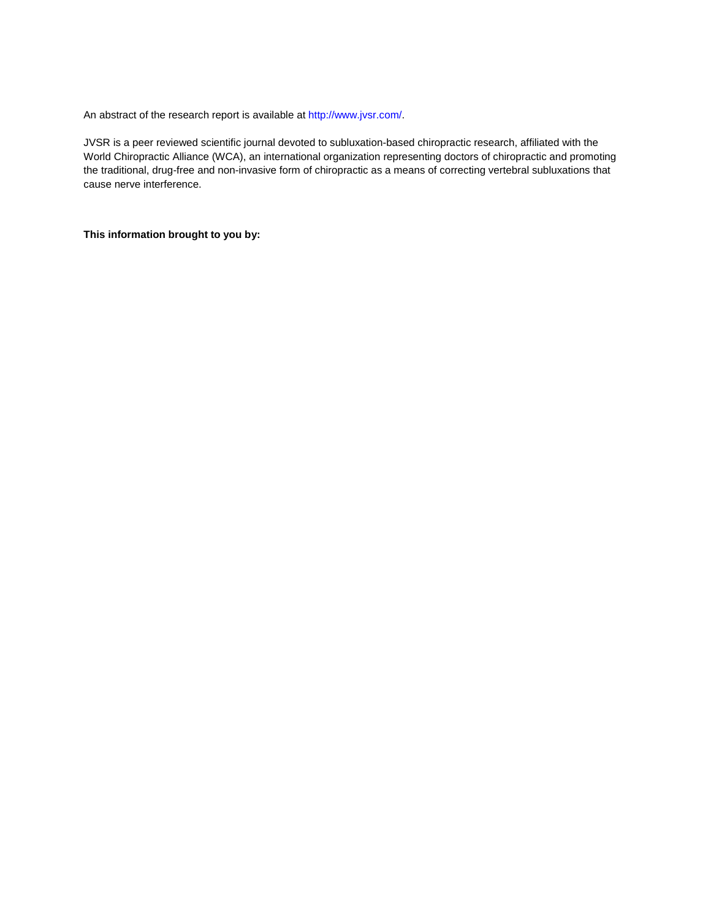An abstract of the research report is available at http://www.jvsr.com/.

JVSR is a peer reviewed scientific journal devoted to subluxation-based chiropractic research, affiliated with the World Chiropractic Alliance (WCA), an international organization representing doctors of chiropractic and promoting the traditional, drug-free and non-invasive form of chiropractic as a means of correcting vertebral subluxations that cause nerve interference.

**This information brought to you by:**